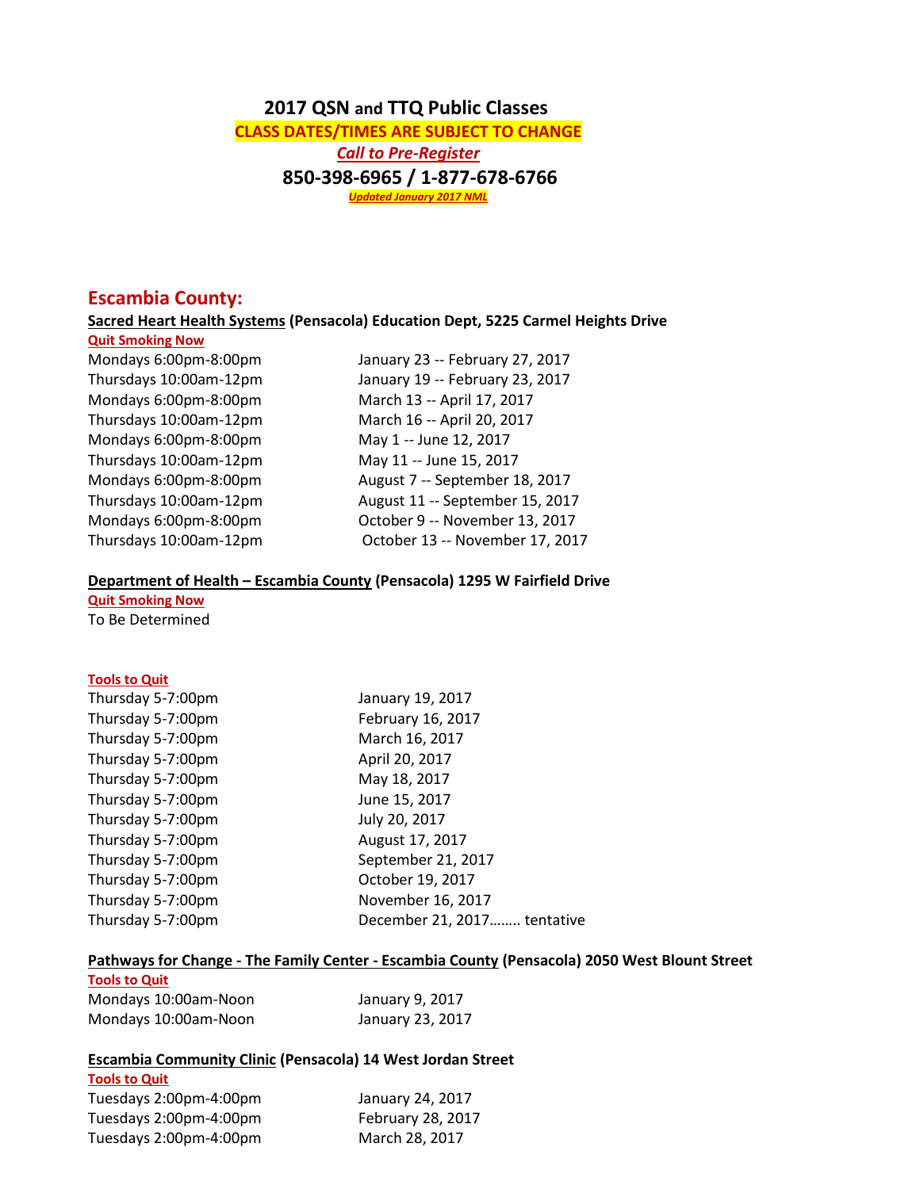# 2017 QSN and TTQ Public Classes

**CLASS DATES/TIMES ARE SUBJECT TO CHANGE**

***Call to Pre-Register***

**850-398-6965 / 1-877-678-6766**

***Updated January 2017 NML***

## Escambia County:

**Sacred Heart Health Systems (Pensacola) Education Dept, 5225 Carmel Heights Drive**

**Quit Smoking Now**

| | |
|---|---|
| Mondays 6:00pm-8:00pm | January 23 -- February 27, 2017 |
| Thursdays 10:00am-12pm | January 19 -- February 23, 2017 |
| Mondays 6:00pm-8:00pm | March 13 -- April 17, 2017 |
| Thursdays 10:00am-12pm | March 16 -- April 20, 2017 |
| Mondays 6:00pm-8:00pm | May 1 -- June 12, 2017 |
| Thursdays 10:00am-12pm | May 11 -- June 15, 2017 |
| Mondays 6:00pm-8:00pm | August 7 -- September 18, 2017 |
| Thursdays 10:00am-12pm | August 11 -- September 15, 2017 |
| Mondays 6:00pm-8:00pm | October 9 -- November 13, 2017 |
| Thursdays 10:00am-12pm | October 13 -- November 17, 2017 |

**Department of Health – Escambia County (Pensacola) 1295 W Fairfield Drive**

**Quit Smoking Now**

To Be Determined

**Tools to Quit**

| | |
|---|---|
| Thursday 5-7:00pm | January 19, 2017 |
| Thursday 5-7:00pm | February 16, 2017 |
| Thursday 5-7:00pm | March 16, 2017 |
| Thursday 5-7:00pm | April 20, 2017 |
| Thursday 5-7:00pm | May 18, 2017 |
| Thursday 5-7:00pm | June 15, 2017 |
| Thursday 5-7:00pm | July 20, 2017 |
| Thursday 5-7:00pm | August 17, 2017 |
| Thursday 5-7:00pm | September 21, 2017 |
| Thursday 5-7:00pm | October 19, 2017 |
| Thursday 5-7:00pm | November 16, 2017 |
| Thursday 5-7:00pm | December 21, 2017…….. tentative |

**Pathways for Change - The Family Center - Escambia County (Pensacola) 2050 West Blount Street**

**Tools to Quit**

| | |
|---|---|
| Mondays 10:00am-Noon | January 9, 2017 |
| Mondays 10:00am-Noon | January 23, 2017 |

**Escambia Community Clinic (Pensacola) 14 West Jordan Street**

**Tools to Quit**

| | |
|---|---|
| Tuesdays 2:00pm-4:00pm | January 24, 2017 |
| Tuesdays 2:00pm-4:00pm | February 28, 2017 |
| Tuesdays 2:00pm-4:00pm | March 28, 2017 |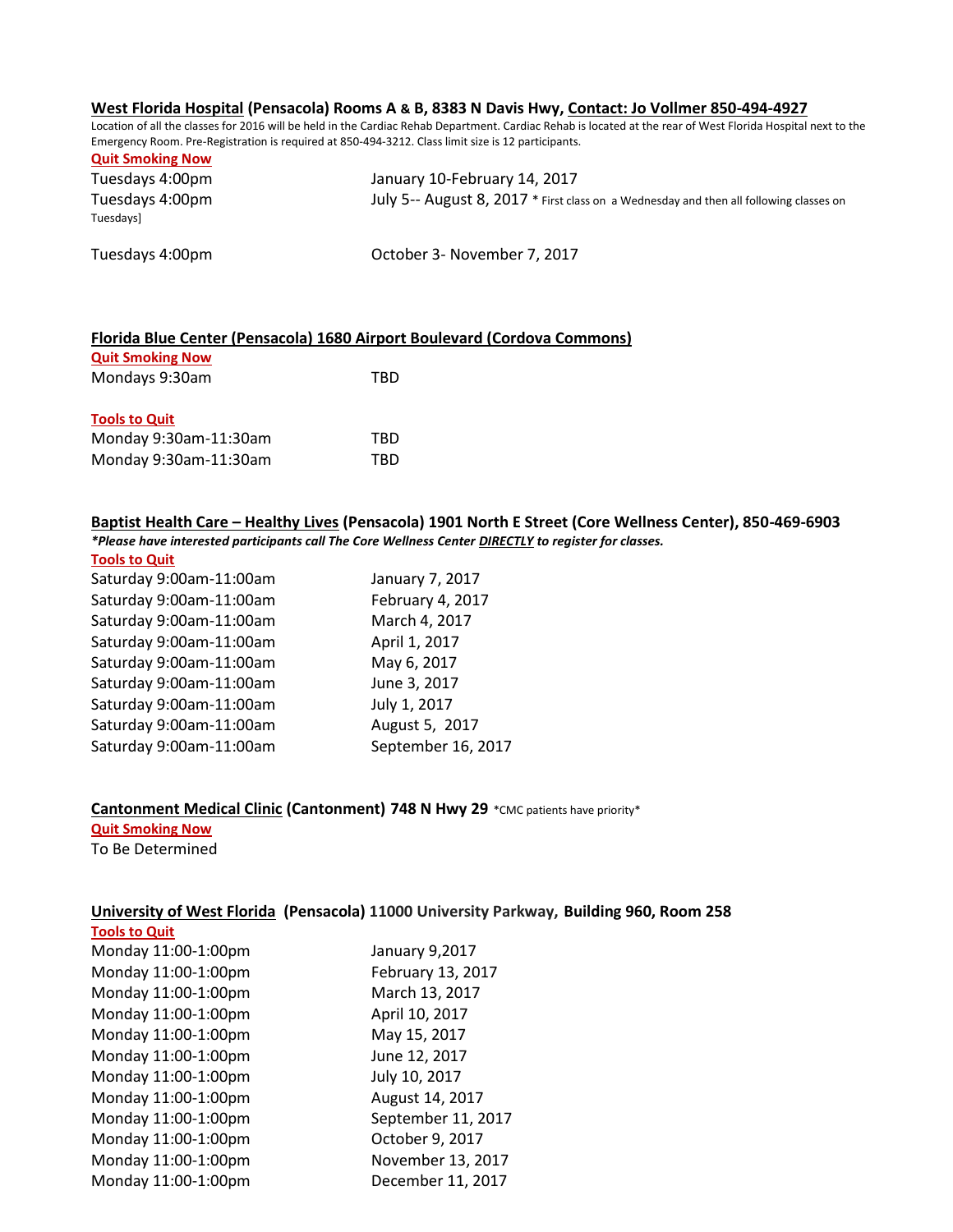**West Florida Hospital (Pensacola) Rooms A & B, 8383 N Davis Hwy, Contact: Jo Vollmer 850-494-4927**

Location of all the classes for 2016 will be held in the Cardiac Rehab Department. Cardiac Rehab is located at the rear of West Florida Hospital next to the Emergency Room. Pre-Registration is required at 850-494-3212. Class limit size is 12 participants.

**Quit Smoking Now**

| | |
|---|---|
| Tuesdays 4:00pm | January 10-February 14, 2017 |
| Tuesdays 4:00pm | July 5-- August 8, 2017 * First class on a Wednesday and then all following classes on Tuesdays] |
| Tuesdays 4:00pm | October 3- November 7, 2017 |

**Florida Blue Center (Pensacola) 1680 Airport Boulevard (Cordova Commons)**

**Quit Smoking Now**

| | |
|---|---|
| Mondays 9:30am | TBD |

**Tools to Quit**

| | |
|---|---|
| Monday 9:30am-11:30am | TBD |
| Monday 9:30am-11:30am | TBD |

**Baptist Health Care – Healthy Lives (Pensacola) 1901 North E Street (Core Wellness Center), 850-469-6903**

***Please have interested participants call The Core Wellness Center DIRECTLY to register for classes.***

**Tools to Quit**

| | |
|---|---|
| Saturday 9:00am-11:00am | January 7, 2017 |
| Saturday 9:00am-11:00am | February 4, 2017 |
| Saturday 9:00am-11:00am | March 4, 2017 |
| Saturday 9:00am-11:00am | April 1, 2017 |
| Saturday 9:00am-11:00am | May 6, 2017 |
| Saturday 9:00am-11:00am | June 3, 2017 |
| Saturday 9:00am-11:00am | July 1, 2017 |
| Saturday 9:00am-11:00am | August 5, 2017 |
| Saturday 9:00am-11:00am | September 16, 2017 |

**Cantonment Medical Clinic (Cantonment) 748 N Hwy 29** *CMC patients have priority*

**Quit Smoking Now**

To Be Determined

**University of West Florida (Pensacola) 11000 University Parkway, Building 960, Room 258**

**Tools to Quit**

| | |
|---|---|
| Monday 11:00-1:00pm | January 9,2017 |
| Monday 11:00-1:00pm | February 13, 2017 |
| Monday 11:00-1:00pm | March 13, 2017 |
| Monday 11:00-1:00pm | April 10, 2017 |
| Monday 11:00-1:00pm | May 15, 2017 |
| Monday 11:00-1:00pm | June 12, 2017 |
| Monday 11:00-1:00pm | July 10, 2017 |
| Monday 11:00-1:00pm | August 14, 2017 |
| Monday 11:00-1:00pm | September 11, 2017 |
| Monday 11:00-1:00pm | October 9, 2017 |
| Monday 11:00-1:00pm | November 13, 2017 |
| Monday 11:00-1:00pm | December 11, 2017 |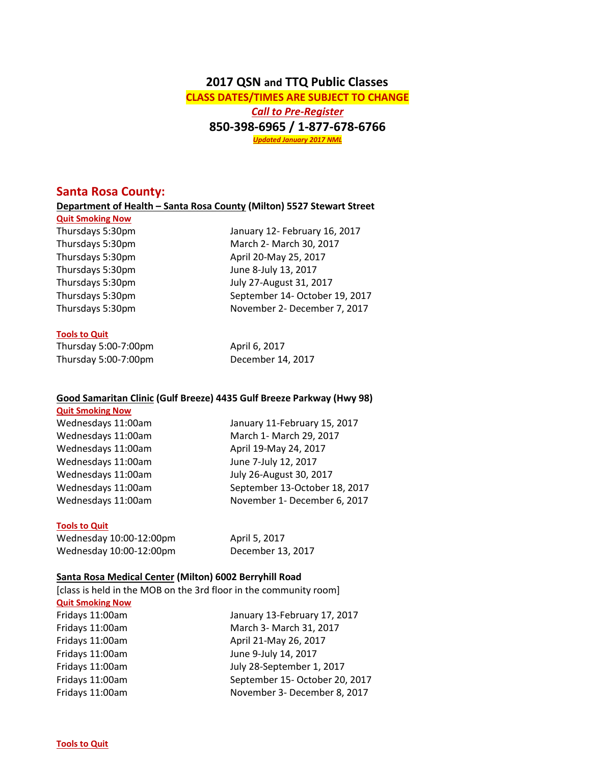# 2017 QSN and TTQ Public Classes

**CLASS DATES/TIMES ARE SUBJECT TO CHANGE**

***Call to Pre-Register***

**850-398-6965 / 1-877-678-6766**

***Updated January 2017 NML***

## Santa Rosa County:

### Department of Health – Santa Rosa County (Milton) 5527 Stewart Street

**Quit Smoking Now**

| | |
|---|---|
| Thursdays 5:30pm | January 12- February 16, 2017 |
| Thursdays 5:30pm | March 2- March 30, 2017 |
| Thursdays 5:30pm | April 20-May 25, 2017 |
| Thursdays 5:30pm | June 8-July 13, 2017 |
| Thursdays 5:30pm | July 27-August 31, 2017 |
| Thursdays 5:30pm | September 14- October 19, 2017 |
| Thursdays 5:30pm | November 2- December 7, 2017 |

**Tools to Quit**

| | |
|---|---|
| Thursday 5:00-7:00pm | April 6, 2017 |
| Thursday 5:00-7:00pm | December 14, 2017 |

### Good Samaritan Clinic (Gulf Breeze) 4435 Gulf Breeze Parkway (Hwy 98)

**Quit Smoking Now**

| | |
|---|---|
| Wednesdays 11:00am | January 11-February 15, 2017 |
| Wednesdays 11:00am | March 1- March 29, 2017 |
| Wednesdays 11:00am | April 19-May 24, 2017 |
| Wednesdays 11:00am | June 7-July 12, 2017 |
| Wednesdays 11:00am | July 26-August 30, 2017 |
| Wednesdays 11:00am | September 13-October 18, 2017 |
| Wednesdays 11:00am | November 1- December 6, 2017 |

**Tools to Quit**

| | |
|---|---|
| Wednesday 10:00-12:00pm | April 5, 2017 |
| Wednesday 10:00-12:00pm | December 13, 2017 |

### Santa Rosa Medical Center (Milton) 6002 Berryhill Road

[class is held in the MOB on the 3rd floor in the community room]

**Quit Smoking Now**

| | |
|---|---|
| Fridays 11:00am | January 13-February 17, 2017 |
| Fridays 11:00am | March 3- March 31, 2017 |
| Fridays 11:00am | April 21-May 26, 2017 |
| Fridays 11:00am | June 9-July 14, 2017 |
| Fridays 11:00am | July 28-September 1, 2017 |
| Fridays 11:00am | September 15- October 20, 2017 |
| Fridays 11:00am | November 3- December 8, 2017 |

**Tools to Quit**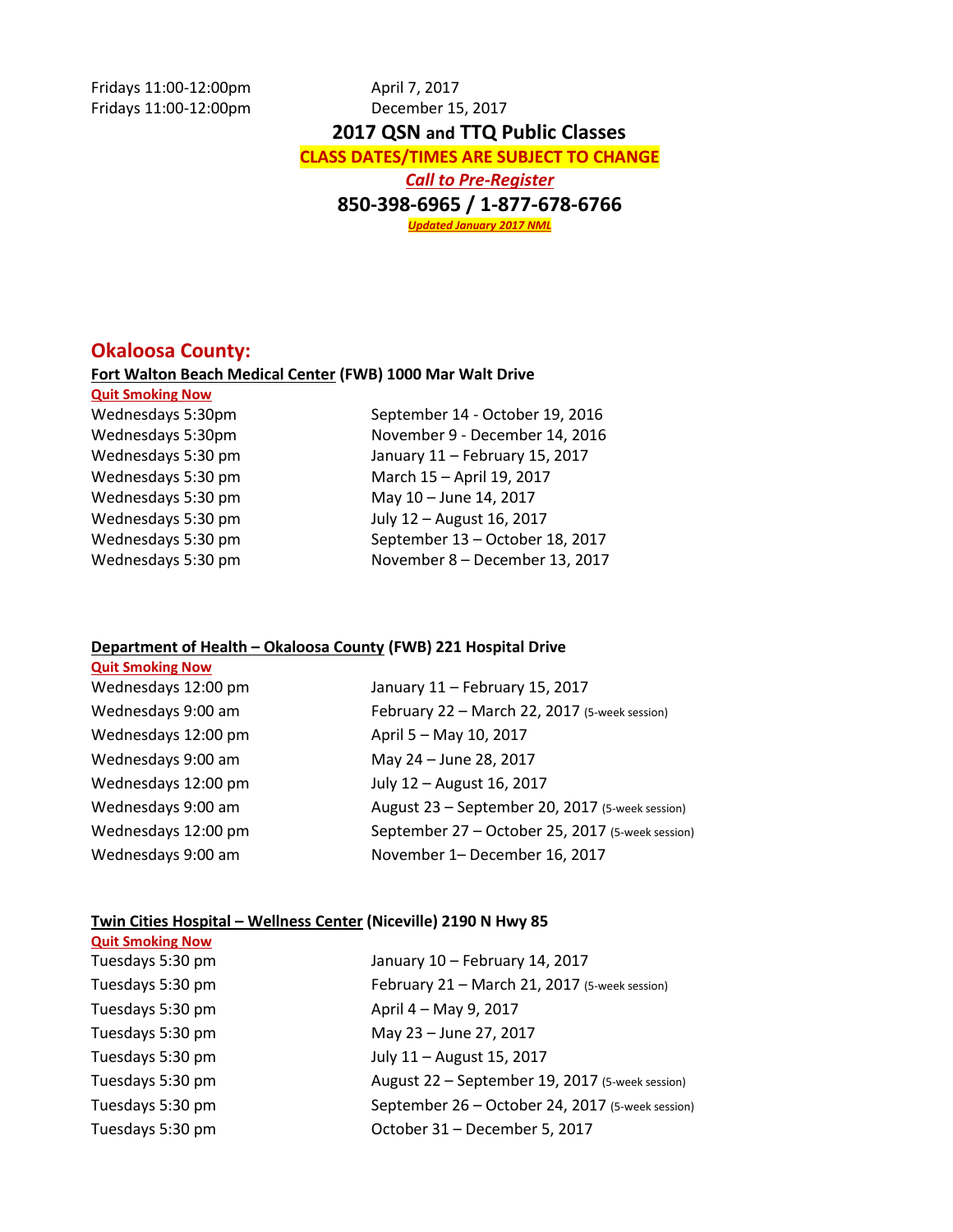Fridays 11:00-12:00pm April 7, 2017
Fridays 11:00-12:00pm December 15, 2017

# 2017 QSN and TTQ Public Classes

**CLASS DATES/TIMES ARE SUBJECT TO CHANGE**

***Call to Pre-Register***

**850-398-6965 / 1-877-678-6766**

***Updated January 2017 NML***

## Okaloosa County:

### Fort Walton Beach Medical Center (FWB) 1000 Mar Walt Drive

**Quit Smoking Now**

| | |
|---|---|
| Wednesdays 5:30pm | September 14 - October 19, 2016 |
| Wednesdays 5:30pm | November 9 - December 14, 2016 |
| Wednesdays 5:30 pm | January 11 – February 15, 2017 |
| Wednesdays 5:30 pm | March 15 – April 19, 2017 |
| Wednesdays 5:30 pm | May 10 – June 14, 2017 |
| Wednesdays 5:30 pm | July 12 – August 16, 2017 |
| Wednesdays 5:30 pm | September 13 – October 18, 2017 |
| Wednesdays 5:30 pm | November 8 – December 13, 2017 |

### Department of Health – Okaloosa County (FWB) 221 Hospital Drive

**Quit Smoking Now**

| | |
|---|---|
| Wednesdays 12:00 pm | January 11 – February 15, 2017 |
| Wednesdays 9:00 am | February 22 – March 22, 2017 (5-week session) |
| Wednesdays 12:00 pm | April 5 – May 10, 2017 |
| Wednesdays 9:00 am | May 24 – June 28, 2017 |
| Wednesdays 12:00 pm | July 12 – August 16, 2017 |
| Wednesdays 9:00 am | August 23 – September 20, 2017 (5-week session) |
| Wednesdays 12:00 pm | September 27 – October 25, 2017 (5-week session) |
| Wednesdays 9:00 am | November 1– December 16, 2017 |

### Twin Cities Hospital – Wellness Center (Niceville) 2190 N Hwy 85

**Quit Smoking Now**

| | |
|---|---|
| Tuesdays 5:30 pm | January 10 – February 14, 2017 |
| Tuesdays 5:30 pm | February 21 – March 21, 2017 (5-week session) |
| Tuesdays 5:30 pm | April 4 – May 9, 2017 |
| Tuesdays 5:30 pm | May 23 – June 27, 2017 |
| Tuesdays 5:30 pm | July 11 – August 15, 2017 |
| Tuesdays 5:30 pm | August 22 – September 19, 2017 (5-week session) |
| Tuesdays 5:30 pm | September 26 – October 24, 2017 (5-week session) |
| Tuesdays 5:30 pm | October 31 – December 5, 2017 |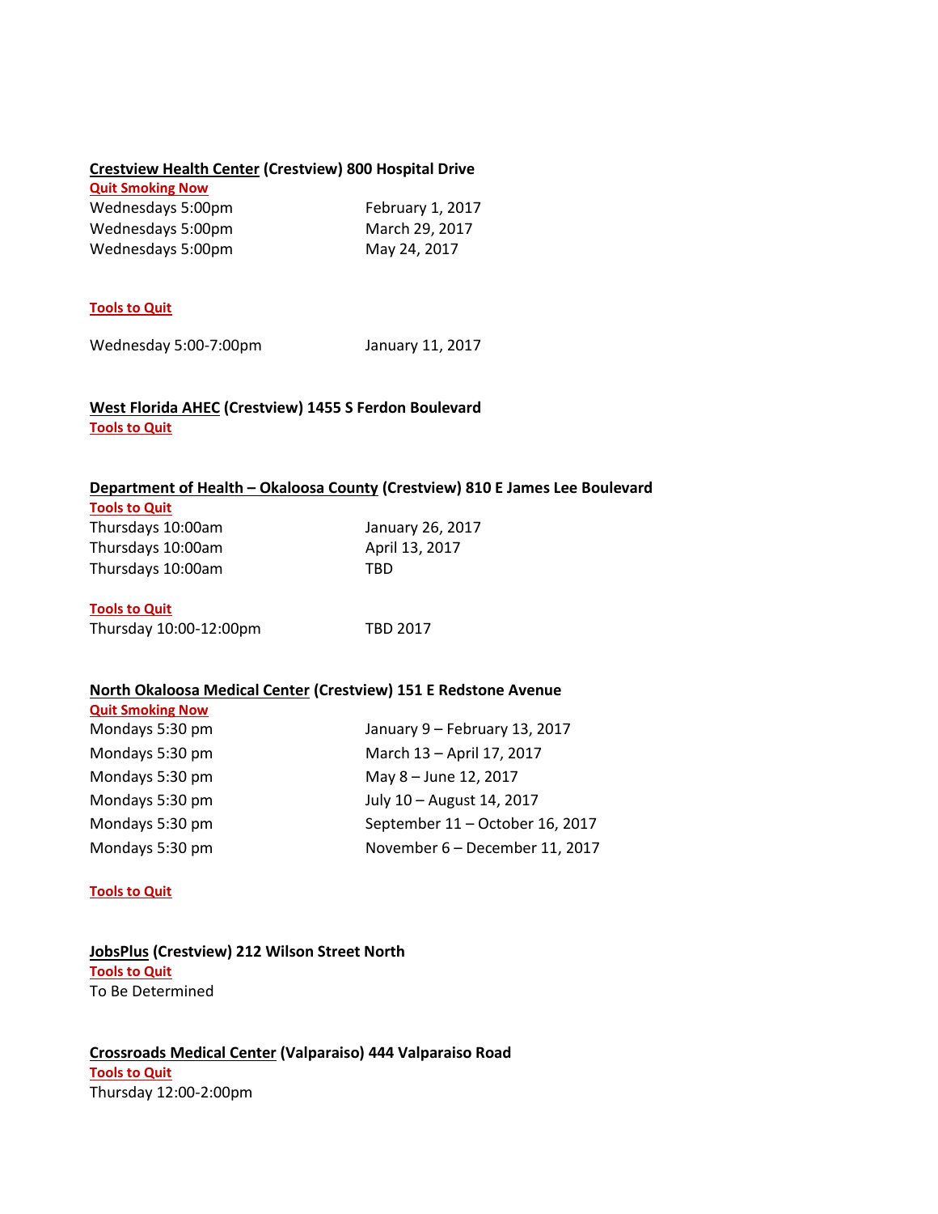**<u>Crestview Health Center</u> (Crestview) 800 Hospital Drive**

**<u>Quit Smoking Now</u>**

| | |
|---|---|
| Wednesdays 5:00pm | February 1, 2017 |
| Wednesdays 5:00pm | March 29, 2017 |
| Wednesdays 5:00pm | May 24, 2017 |

**<u>Tools to Quit</u>**

| | |
|---|---|
| Wednesday 5:00-7:00pm | January 11, 2017 |

**<u>West Florida AHEC</u> (Crestview) 1455 S Ferdon Boulevard**

**<u>Tools to Quit</u>**

**<u>Department of Health – Okaloosa County</u> (Crestview) 810 E James Lee Boulevard**

**<u>Tools to Quit</u>**

| | |
|---|---|
| Thursdays 10:00am | January 26, 2017 |
| Thursdays 10:00am | April 13, 2017 |
| Thursdays 10:00am | TBD |

**<u>Tools to Quit</u>**

| | |
|---|---|
| Thursday 10:00-12:00pm | TBD 2017 |

**<u>North Okaloosa Medical Center</u> (Crestview) 151 E Redstone Avenue**

**<u>Quit Smoking Now</u>**

| | |
|---|---|
| Mondays 5:30 pm | January 9 – February 13, 2017 |
| Mondays 5:30 pm | March 13 – April 17, 2017 |
| Mondays 5:30 pm | May 8 – June 12, 2017 |
| Mondays 5:30 pm | July 10 – August 14, 2017 |
| Mondays 5:30 pm | September 11 – October 16, 2017 |
| Mondays 5:30 pm | November 6 – December 11, 2017 |

**<u>Tools to Quit</u>**

**<u>JobsPlus</u> (Crestview) 212 Wilson Street North**

**<u>Tools to Quit</u>**

To Be Determined

**<u>Crossroads Medical Center</u> (Valparaiso) 444 Valparaiso Road**

**<u>Tools to Quit</u>**

Thursday 12:00-2:00pm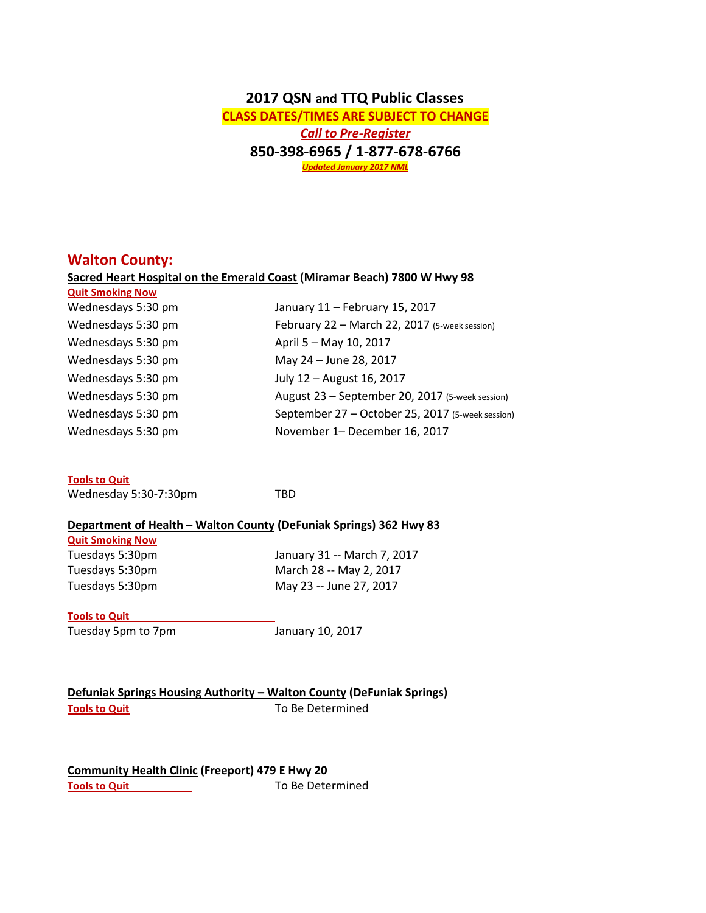# 2017 QSN and TTQ Public Classes

**CLASS DATES/TIMES ARE SUBJECT TO CHANGE**

***Call to Pre-Register***

**850-398-6965 / 1-877-678-6766**

***Updated January 2017 NML***

## Walton County:

**Sacred Heart Hospital on the Emerald Coast (Miramar Beach) 7800 W Hwy 98**

**Quit Smoking Now**

| | |
|---|---|
| Wednesdays 5:30 pm | January 11 – February 15, 2017 |
| Wednesdays 5:30 pm | February 22 – March 22, 2017 (5-week session) |
| Wednesdays 5:30 pm | April 5 – May 10, 2017 |
| Wednesdays 5:30 pm | May 24 – June 28, 2017 |
| Wednesdays 5:30 pm | July 12 – August 16, 2017 |
| Wednesdays 5:30 pm | August 23 – September 20, 2017 (5-week session) |
| Wednesdays 5:30 pm | September 27 – October 25, 2017 (5-week session) |
| Wednesdays 5:30 pm | November 1– December 16, 2017 |

**Tools to Quit**

| | |
|---|---|
| Wednesday 5:30-7:30pm | TBD |

**Department of Health – Walton County (DeFuniak Springs) 362 Hwy 83**

**Quit Smoking Now**

| | |
|---|---|
| Tuesdays 5:30pm | January 31 -- March 7, 2017 |
| Tuesdays 5:30pm | March 28 -- May 2, 2017 |
| Tuesdays 5:30pm | May 23 -- June 27, 2017 |

**Tools to Quit**

| | |
|---|---|
| Tuesday 5pm to 7pm | January 10, 2017 |

**Defuniak Springs Housing Authority – Walton County (DeFuniak Springs)**

| | |
|---|---|
| **Tools to Quit** | To Be Determined |

**Community Health Clinic (Freeport) 479 E Hwy 20**

| | |
|---|---|
| **Tools to Quit** | To Be Determined |